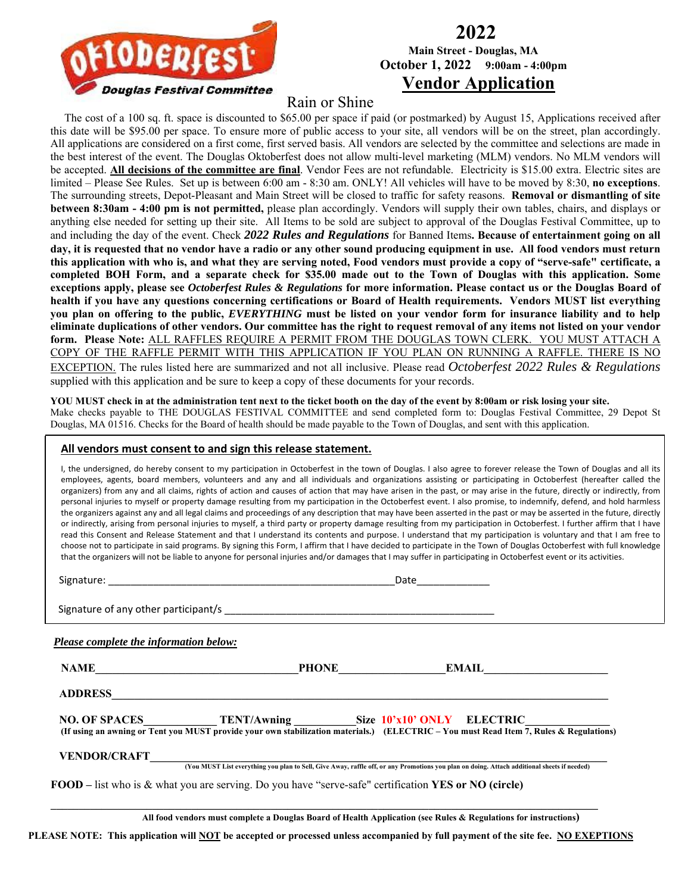Oktoberfest – Douglas Festival Committee

# 2022

**Main Street - Douglas, MA**

**October 1, 2022 9:00am - 4:00pm**

## Vendor Application

Rain or Shine

The cost of a 100 sq. ft. space is discounted to $65.00 per space if paid (or postmarked) by August 15, Applications received after this date will be $95.00 per space. To ensure more of public access to your site, all vendors will be on the street, plan accordingly. All applications are considered on a first come, first served basis. All vendors are selected by the committee and selections are made in the best interest of the event. The Douglas Oktoberfest does not allow multi-level marketing (MLM) vendors. No MLM vendors will be accepted. **All decisions of the committee are final**. Vendor Fees are not refundable. Electricity is $15.00 extra. Electric sites are limited – Please See Rules. Set up is between 6:00 am - 8:30 am. ONLY! All vehicles will have to be moved by 8:30, **no exceptions**. The surrounding streets, Depot-Pleasant and Main Street will be closed to traffic for safety reasons. **Removal or dismantling of site between 8:30am - 4:00 pm is not permitted,** please plan accordingly. Vendors will supply their own tables, chairs, and displays or anything else needed for setting up their site. All Items to be sold are subject to approval of the Douglas Festival Committee, up to and including the day of the event. Check ***2022 Rules and Regulations*** for Banned Items**. Because of entertainment going on all day, it is requested that no vendor have a radio or any other sound producing equipment in use. All food vendors must return this application with who is, and what they are serving noted, Food vendors must provide a copy of "serve-safe" certificate, a completed BOH Form, and a separate check for $35.00 made out to the Town of Douglas with this application. Some exceptions apply, please see *Octoberfest Rules & Regulations* for more information. Please contact us or the Douglas Board of health if you have any questions concerning certifications or Board of Health requirements. Vendors MUST list everything you plan on offering to the public, *EVERYTHING* must be listed on your vendor form for insurance liability and to help eliminate duplications of other vendors. Our committee has the right to request removal of any items not listed on your vendor form. Please Note:** ALL RAFFLES REQUIRE A PERMIT FROM THE DOUGLAS TOWN CLERK. YOU MUST ATTACH A COPY OF THE RAFFLE PERMIT WITH THIS APPLICATION IF YOU PLAN ON RUNNING A RAFFLE. THERE IS NO EXCEPTION. The rules listed here are summarized and not all inclusive. Please read *Octoberfest 2022 Rules & Regulations* supplied with this application and be sure to keep a copy of these documents for your records.

**YOU MUST check in at the administration tent next to the ticket booth on the day of the event by 8:00am or risk losing your site.**
Make checks payable to THE DOUGLAS FESTIVAL COMMITTEE and send completed form to: Douglas Festival Committee, 29 Depot St Douglas, MA 01516. Checks for the Board of health should be made payable to the Town of Douglas, and sent with this application.

### All vendors must consent to and sign this release statement.

I, the undersigned, do hereby consent to my participation in Octoberfest in the town of Douglas. I also agree to forever release the Town of Douglas and all its employees, agents, board members, volunteers and any and all individuals and organizations assisting or participating in Octoberfest (hereafter called the organizers) from any and all claims, rights of action and causes of action that may have arisen in the past, or may arise in the future, directly or indirectly, from personal injuries to myself or property damage resulting from my participation in the Octoberfest event. I also promise, to indemnify, defend, and hold harmless the organizers against any and all legal claims and proceedings of any description that may have been asserted in the past or may be asserted in the future, directly or indirectly, arising from personal injuries to myself, a third party or property damage resulting from my participation in Octoberfest. I further affirm that I have read this Consent and Release Statement and that I understand its contents and purpose. I understand that my participation is voluntary and that I am free to choose not to participate in said programs. By signing this Form, I affirm that I have decided to participate in the Town of Douglas Octoberfest with full knowledge that the organizers will not be liable to anyone for personal injuries and/or damages that I may suffer in participating in Octoberfest event or its activities.

Signature: ____________________________________________ Date____________

Signature of any other participant/s ____________________________________________

***Please complete the information below:***

**NAME**______________________________ **PHONE**_______________ **EMAIL**____________________

**ADDRESS**____________________________________________________________________________

**NO. OF SPACES**__________ **TENT/Awning** __________ **Size 10'x10' ONLY** **ELECTRIC**_____________
**(If using an awning or Tent you MUST provide your own stabilization materials.) (ELECTRIC – You must Read Item 7, Rules & Regulations)**

**VENDOR/CRAFT**_______________________________________________________________________
**(You MUST List everything you plan to Sell, Give Away, raffle off, or any Promotions you plan on doing. Attach additional sheets if needed)**

**FOOD –** list who is & what you are serving. Do you have "serve-safe" certification **YES or NO (circle)**

______________________________________________________________________________________

**All food vendors must complete a Douglas Board of Health Application (see Rules & Regulations for instructions)**

**PLEASE NOTE: This application will NOT be accepted or processed unless accompanied by full payment of the site fee. NO EXEPTIONS**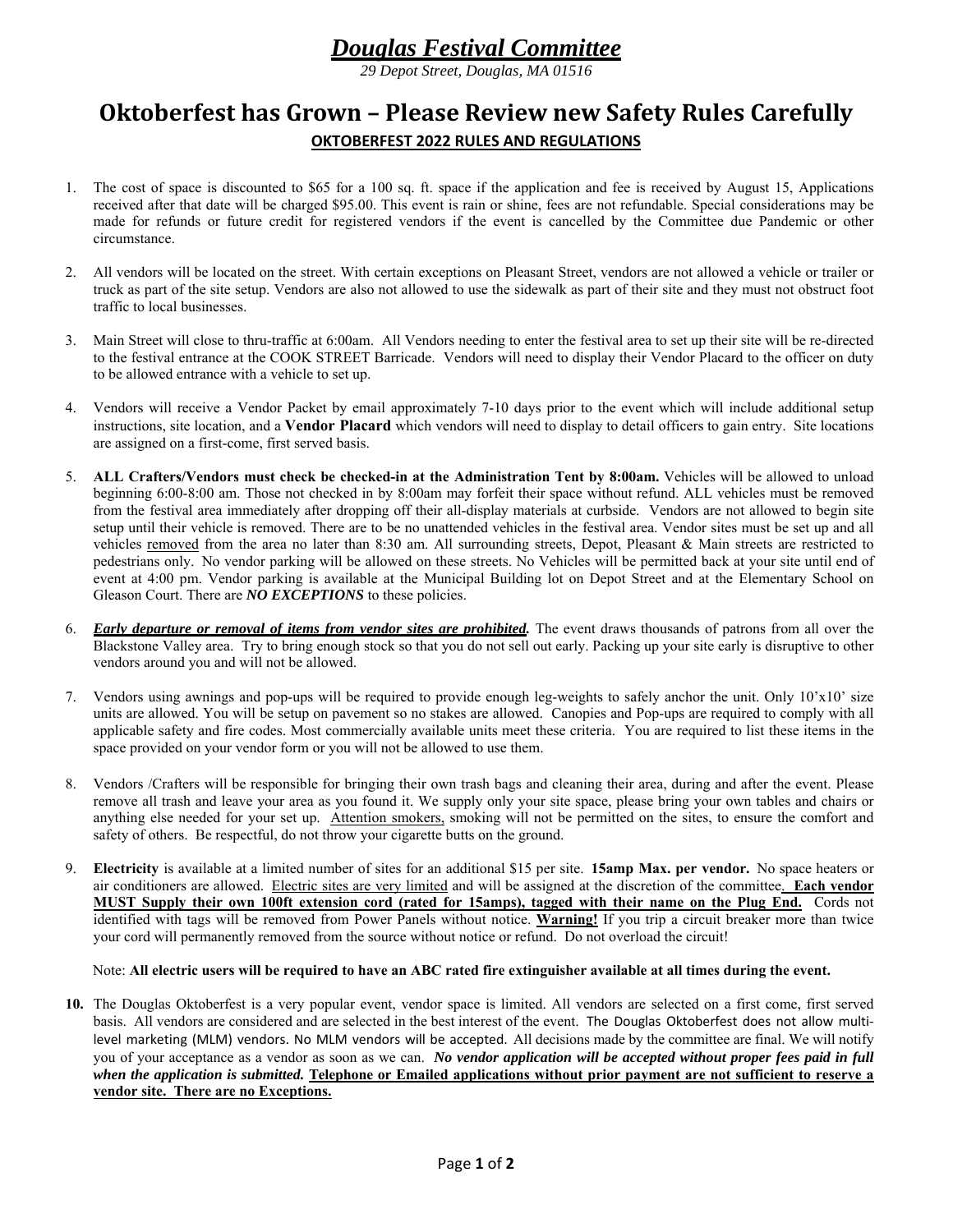# *Douglas Festival Committee*

*29 Depot Street, Douglas, MA 01516*

## Oktoberfest has Grown – Please Review new Safety Rules Carefully

**OKTOBERFEST 2022 RULES AND REGULATIONS**

1. The cost of space is discounted to $65 for a 100 sq. ft. space if the application and fee is received by August 15, Applications received after that date will be charged $95.00. This event is rain or shine, fees are not refundable. Special considerations may be made for refunds or future credit for registered vendors if the event is cancelled by the Committee due Pandemic or other circumstance.

2. All vendors will be located on the street. With certain exceptions on Pleasant Street, vendors are not allowed a vehicle or trailer or truck as part of the site setup. Vendors are also not allowed to use the sidewalk as part of their site and they must not obstruct foot traffic to local businesses.

3. Main Street will close to thru-traffic at 6:00am. All Vendors needing to enter the festival area to set up their site will be re-directed to the festival entrance at the COOK STREET Barricade. Vendors will need to display their Vendor Placard to the officer on duty to be allowed entrance with a vehicle to set up.

4. Vendors will receive a Vendor Packet by email approximately 7-10 days prior to the event which will include additional setup instructions, site location, and a **Vendor Placard** which vendors will need to display to detail officers to gain entry. Site locations are assigned on a first-come, first served basis.

5. **ALL Crafters/Vendors must check be checked-in at the Administration Tent by 8:00am.** Vehicles will be allowed to unload beginning 6:00-8:00 am. Those not checked in by 8:00am may forfeit their space without refund. ALL vehicles must be removed from the festival area immediately after dropping off their all-display materials at curbside. Vendors are not allowed to begin site setup until their vehicle is removed. There are to be no unattended vehicles in the festival area. Vendor sites must be set up and all vehicles removed from the area no later than 8:30 am. All surrounding streets, Depot, Pleasant & Main streets are restricted to pedestrians only. No vendor parking will be allowed on these streets. No Vehicles will be permitted back at your site until end of event at 4:00 pm. Vendor parking is available at the Municipal Building lot on Depot Street and at the Elementary School on Gleason Court. There are ***NO EXCEPTIONS*** to these policies.

6. ***Early departure or removal of items from vendor sites are prohibited.*** The event draws thousands of patrons from all over the Blackstone Valley area. Try to bring enough stock so that you do not sell out early. Packing up your site early is disruptive to other vendors around you and will not be allowed.

7. Vendors using awnings and pop-ups will be required to provide enough leg-weights to safely anchor the unit. Only 10'x10' size units are allowed. You will be setup on pavement so no stakes are allowed. Canopies and Pop-ups are required to comply with all applicable safety and fire codes. Most commercially available units meet these criteria. You are required to list these items in the space provided on your vendor form or you will not be allowed to use them.

8. Vendors /Crafters will be responsible for bringing their own trash bags and cleaning their area, during and after the event. Please remove all trash and leave your area as you found it. We supply only your site space, please bring your own tables and chairs or anything else needed for your set up. Attention smokers, smoking will not be permitted on the sites, to ensure the comfort and safety of others. Be respectful, do not throw your cigarette butts on the ground.

9. **Electricity** is available at a limited number of sites for an additional $15 per site. **15amp Max. per vendor.** No space heaters or air conditioners are allowed. Electric sites are very limited and will be assigned at the discretion of the committee. **Each vendor MUST Supply their own 100ft extension cord (rated for 15amps), tagged with their name on the Plug End.** Cords not identified with tags will be removed from Power Panels without notice. **Warning!** If you trip a circuit breaker more than twice your cord will permanently removed from the source without notice or refund. Do not overload the circuit!

   Note: **All electric users will be required to have an ABC rated fire extinguisher available at all times during the event.**

10. The Douglas Oktoberfest is a very popular event, vendor space is limited. All vendors are selected on a first come, first served basis. All vendors are considered and are selected in the best interest of the event. The Douglas Oktoberfest does not allow multi-level marketing (MLM) vendors. No MLM vendors will be accepted. All decisions made by the committee are final. We will notify you of your acceptance as a vendor as soon as we can. ***No vendor application will be accepted without proper fees paid in full when the application is submitted.*** **Telephone or Emailed applications without prior payment are not sufficient to reserve a vendor site. There are no Exceptions.**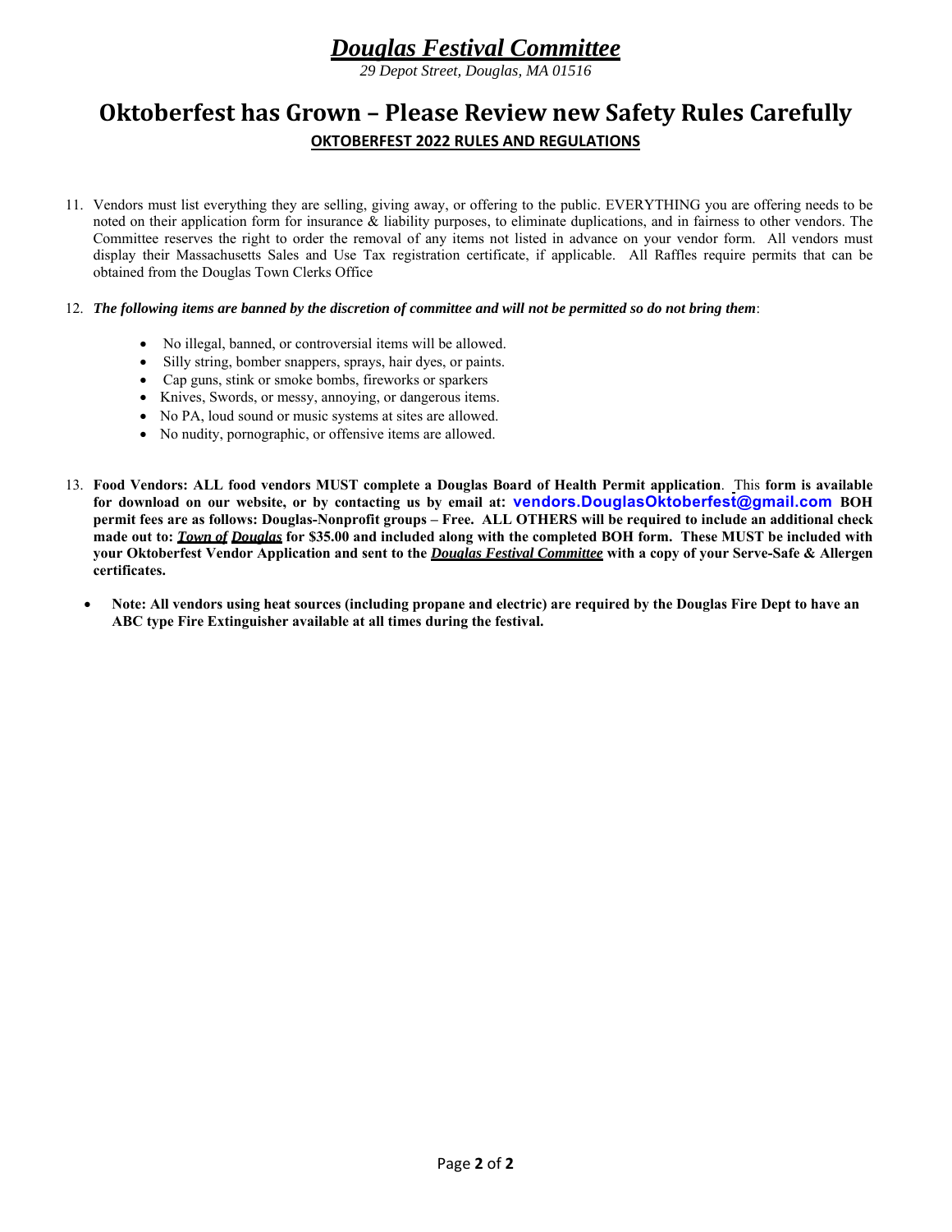# *Douglas Festival Committee*

*29 Depot Street, Douglas, MA 01516*

# Oktoberfest has Grown – Please Review new Safety Rules Carefully

## OKTOBERFEST 2022 RULES AND REGULATIONS

11. Vendors must list everything they are selling, giving away, or offering to the public. EVERYTHING you are offering needs to be noted on their application form for insurance & liability purposes, to eliminate duplications, and in fairness to other vendors. The Committee reserves the right to order the removal of any items not listed in advance on your vendor form. All vendors must display their Massachusetts Sales and Use Tax registration certificate, if applicable. All Raffles require permits that can be obtained from the Douglas Town Clerks Office

12. ***The following items are banned by the discretion of committee and will not be permitted so do not bring them***:

    - No illegal, banned, or controversial items will be allowed.
    - Silly string, bomber snappers, sprays, hair dyes, or paints.
    - Cap guns, stink or smoke bombs, fireworks or sparkers
    - Knives, Swords, or messy, annoying, or dangerous items.
    - No PA, loud sound or music systems at sites are allowed.
    - No nudity, pornographic, or offensive items are allowed.

13. **Food Vendors: ALL food vendors MUST complete a Douglas Board of Health Permit application**. This **form is available for download on our website, or by contacting us by email at: vendors.DouglasOktoberfest@gmail.com BOH permit fees are as follows: Douglas-Nonprofit groups – Free. ALL OTHERS will be required to include an additional check made out to: *Town of Douglas* for $35.00 and included along with the completed BOH form. These MUST be included with your Oktoberfest Vendor Application and sent to the *Douglas Festival Committee* with a copy of your Serve-Safe & Allergen certificates.**

- **Note: All vendors using heat sources (including propane and electric) are required by the Douglas Fire Dept to have an ABC type Fire Extinguisher available at all times during the festival.**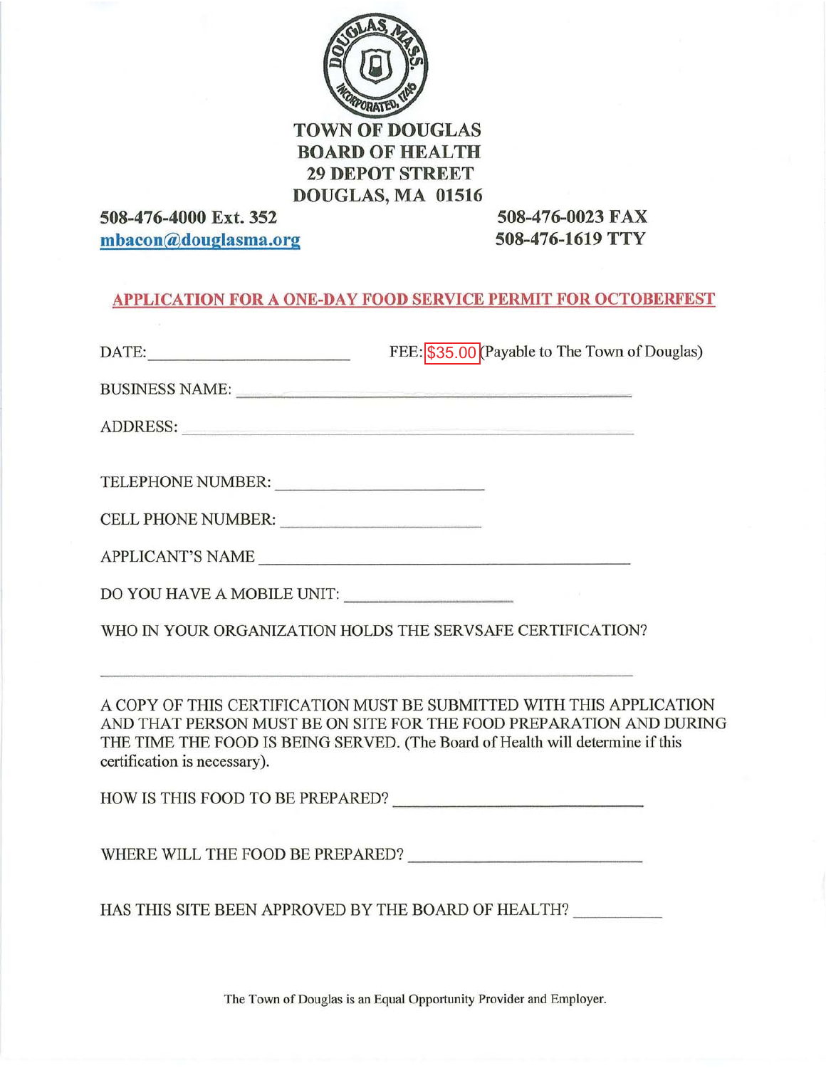# TOWN OF DOUGLAS
## BOARD OF HEALTH
## 29 DEPOT STREET
## DOUGLAS, MA 01516

**508-476-4000 Ext. 352**
**mbacon@douglasma.org**

**508-476-0023 FAX**
**508-476-1619 TTY**

## APPLICATION FOR A ONE-DAY FOOD SERVICE PERMIT FOR OCTOBERFEST

DATE: ______________________ FEE: $35.00 (Payable to The Town of Douglas)

BUSINESS NAME: ______________________________________________

ADDRESS: ___________________________________________________

TELEPHONE NUMBER: ______________________

CELL PHONE NUMBER: ______________________

APPLICANT'S NAME ________________________________________

DO YOU HAVE A MOBILE UNIT: __________________

WHO IN YOUR ORGANIZATION HOLDS THE SERVSAFE CERTIFICATION?

___________________________________________________________

A COPY OF THIS CERTIFICATION MUST BE SUBMITTED WITH THIS APPLICATION AND THAT PERSON MUST BE ON SITE FOR THE FOOD PREPARATION AND DURING THE TIME THE FOOD IS BEING SERVED. (The Board of Health will determine if this certification is necessary).

HOW IS THIS FOOD TO BE PREPARED? ___________________________

WHERE WILL THE FOOD BE PREPARED? ___________________________

HAS THIS SITE BEEN APPROVED BY THE BOARD OF HEALTH? __________

The Town of Douglas is an Equal Opportunity Provider and Employer.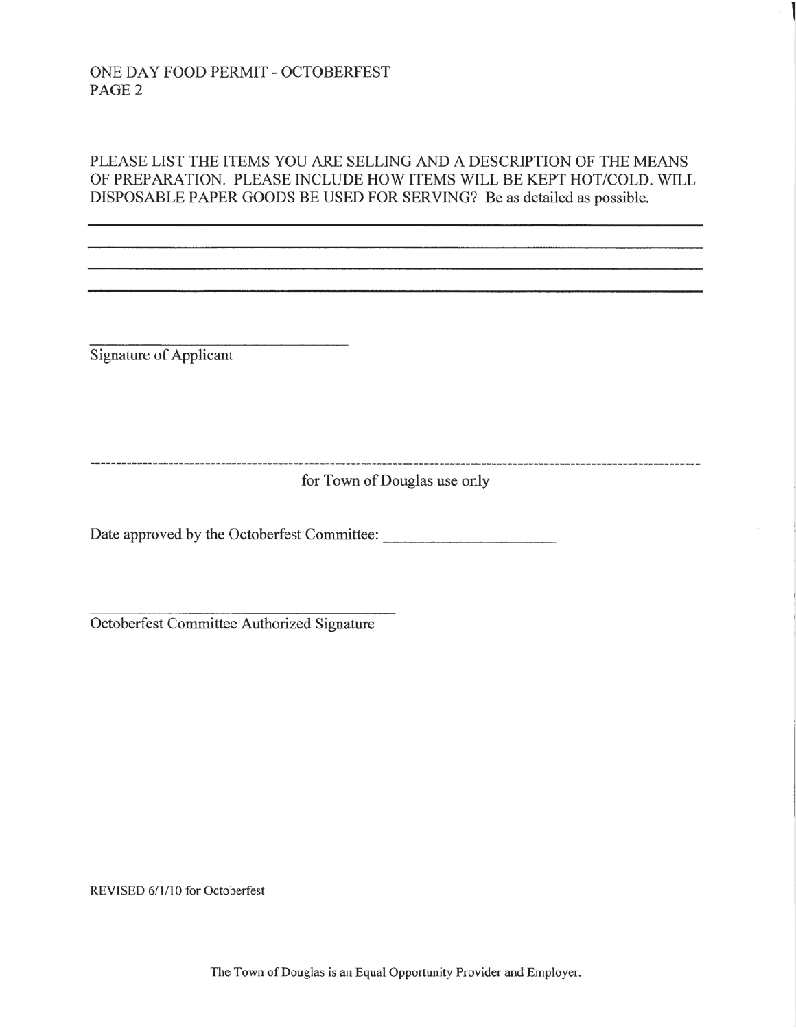ONE DAY FOOD PERMIT - OCTOBERFEST
PAGE 2

PLEASE LIST THE ITEMS YOU ARE SELLING AND A DESCRIPTION OF THE MEANS OF PREPARATION. PLEASE INCLUDE HOW ITEMS WILL BE KEPT HOT/COLD. WILL DISPOSABLE PAPER GOODS BE USED FOR SERVING? Be as detailed as possible.

\_\_\_\_\_\_\_\_\_\_\_\_\_\_\_\_\_\_\_\_\_\_\_\_\_\_\_\_\_\_\_\_\_\_\_\_\_\_\_\_\_\_\_\_\_\_\_\_\_\_\_\_\_\_\_\_\_\_\_\_\_\_\_\_\_\_\_\_\_\_\_\_

\_\_\_\_\_\_\_\_\_\_\_\_\_\_\_\_\_\_\_\_\_\_\_\_\_\_\_\_\_\_\_\_\_\_\_\_\_\_\_\_\_\_\_\_\_\_\_\_\_\_\_\_\_\_\_\_\_\_\_\_\_\_\_\_\_\_\_\_\_\_\_\_

\_\_\_\_\_\_\_\_\_\_\_\_\_\_\_\_\_\_\_\_\_\_\_\_\_\_\_\_\_\_\_\_\_\_\_\_\_\_\_\_\_\_\_\_\_\_\_\_\_\_\_\_\_\_\_\_\_\_\_\_\_\_\_\_\_\_\_\_\_\_\_\_

\_\_\_\_\_\_\_\_\_\_\_\_\_\_\_\_\_\_\_\_\_\_\_\_\_\_\_\_\_\_\_\_\_\_\_\_\_\_\_\_\_\_\_\_\_\_\_\_\_\_\_\_\_\_\_\_\_\_\_\_\_\_\_\_\_\_\_\_\_\_\_\_

\_\_\_\_\_\_\_\_\_\_\_\_\_\_\_\_\_\_\_\_\_\_\_\_\_\_\_\_\_\_\_\_\_\_\_

Signature of Applicant

---

for Town of Douglas use only

Date approved by the Octoberfest Committee: \_\_\_\_\_\_\_\_\_\_\_\_\_\_\_\_\_\_\_\_\_\_

\_\_\_\_\_\_\_\_\_\_\_\_\_\_\_\_\_\_\_\_\_\_\_\_\_\_\_\_\_\_\_\_\_\_\_\_\_\_\_\_

Octoberfest Committee Authorized Signature

REVISED 6/1/10 for Octoberfest

The Town of Douglas is an Equal Opportunity Provider and Employer.